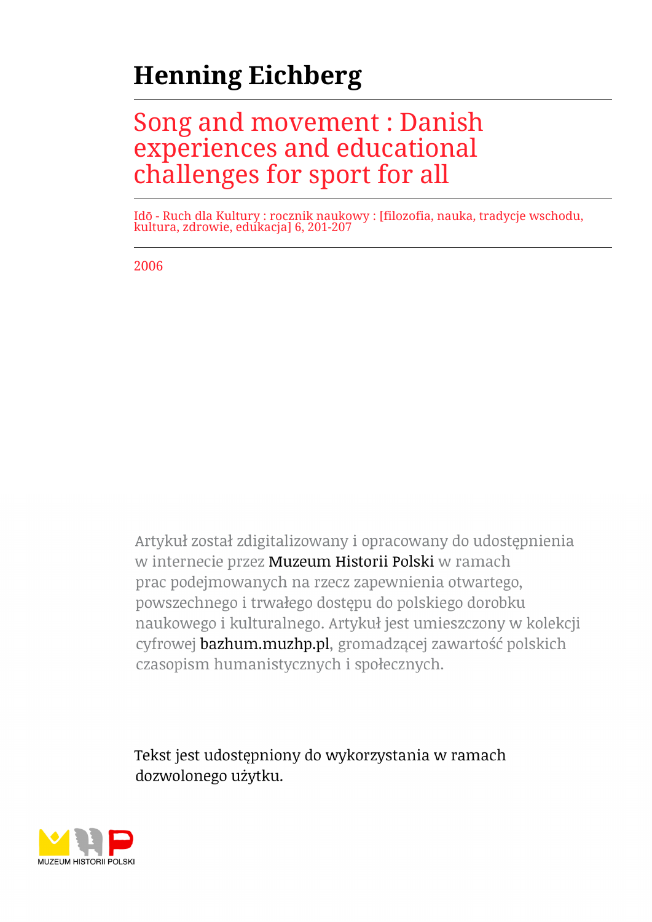# Henning Eichberg

## Song and movement : Danish experiences and educational challenges for sport for all

Idō - Ruch dla Kultury : rocznik naukowy : [filozofia, nauka, tradycje wschodu, kultura, zdrowie, edukacja] 6, 201-207

2006

Artykuł został zdigitalizowany i opracowany do udostępnienia w internecie przez Muzeum Historii Polski w ramach prac podejmowanych na rzecz zapewnienia otwartego, powszechnego i trwałego dostępu do polskiego dorobku naukowego i kulturalnego. Artykuł jest umieszczony w kolekcji cyfrowej bazhum.muzhp.pl, gromadzącej zawartość polskich czasopism humanistycznych i społecznych.

Tekst jest udostępniony do wykorzystania w ramach dozwolonego użytku.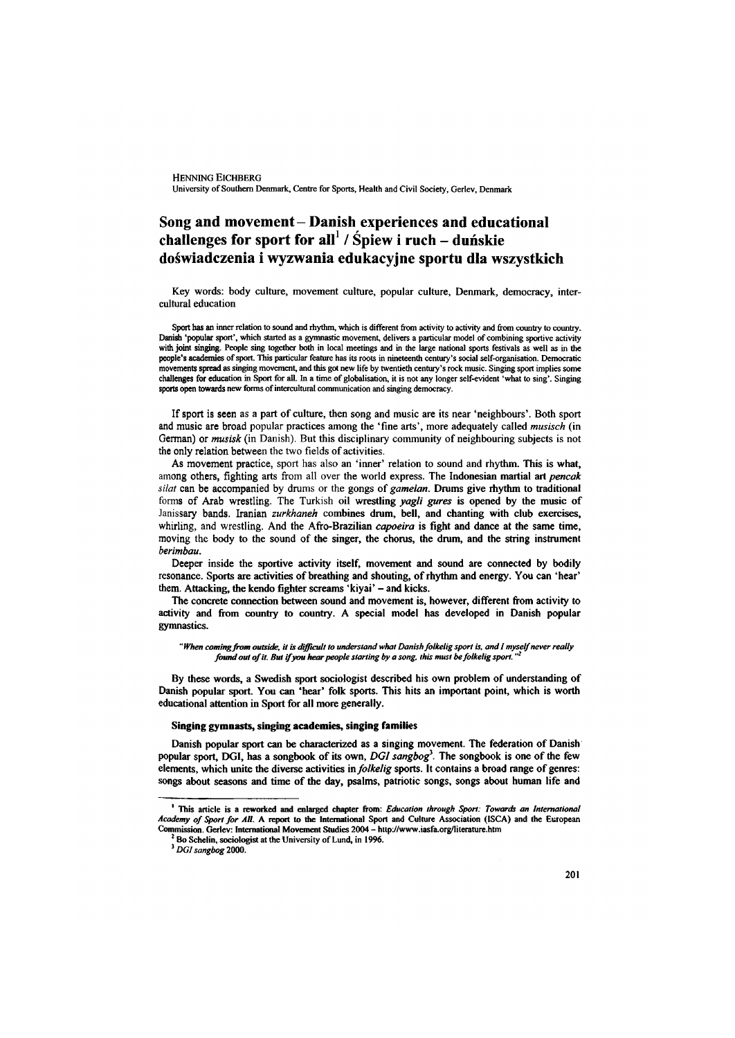HENNING EICHBERG
University of Southern Denmark, Centre for Sports, Health and Civil Society, Gerlev, Denmark

# Song and movement – Danish experiences and educational challenges for sport for all[1] / Śpiew i ruch – duńskie doświadczenia i wyzwania edukacyjne sportu dla wszystkich

Key words: body culture, movement culture, popular culture, Denmark, democracy, intercultural education

Sport has an inner relation to sound and rhythm, which is different from activity to activity and from country to country. Danish 'popular sport', which started as a gymnastic movement, delivers a particular model of combining sportive activity with joint singing. People sing together both in local meetings and in the large national sports festivals as well as in the people's academies of sport. This particular feature has its roots in nineteenth century's social self-organisation. Democratic movements spread as singing movement, and this got new life by twentieth century's rock music. Singing sport implies some challenges for education in Sport for all. In a time of globalisation, it is not any longer self-evident 'what to sing'. Singing sports open towards new forms of intercultural communication and singing democracy.

If sport is seen as a part of culture, then song and music are its near 'neighbours'. Both sport and music are broad popular practices among the 'fine arts', more adequately called *musisch* (in German) or *musisk* (in Danish). But this disciplinary community of neighbouring subjects is not the only relation between the two fields of activities.

As movement practice, sport has also an 'inner' relation to sound and rhythm. This is what, among others, fighting arts from all over the world express. The Indonesian martial art *pencak silat* can be accompanied by drums or the gongs of *gamelan*. Drums give rhythm to traditional forms of Arab wrestling. The Turkish oil wrestling *yagli gures* is opened by the music of Janissary bands. Iranian *zurkhaneh* combines drum, bell, and chanting with club exercises, whirling, and wrestling. And the Afro-Brazilian *capoeira* is fight and dance at the same time, moving the body to the sound of the singer, the chorus, the drum, and the string instrument *berimbau*.

Deeper inside the sportive activity itself, movement and sound are connected by bodily resonance. Sports are activities of breathing and shouting, of rhythm and energy. You can 'hear' them. Attacking, the kendo fighter screams 'kiyai' – and kicks.

The concrete connection between sound and movement is, however, different from activity to activity and from country to country. A special model has developed in Danish popular gymnastics.

> *"When coming from outside, it is difficult to understand what Danish folkelig sport is, and I myself never really found out of it. But if you hear people starting by a song, this must be folkelig sport."*[2]

By these words, a Swedish sport sociologist described his own problem of understanding of Danish popular sport. You can 'hear' folk sports. This hits an important point, which is worth educational attention in Sport for all more generally.

### Singing gymnasts, singing academies, singing families

Danish popular sport can be characterized as a singing movement. The federation of Danish popular sport, DGI, has a songbook of its own, *DGI sangbog*[3]. The songbook is one of the few elements, which unite the diverse activities in *folkelig* sports. It contains a broad range of genres: songs about seasons and time of the day, psalms, patriotic songs, songs about human life and

---

[1] This article is a reworked and enlarged chapter from: *Education through Sport: Towards an International Academy of Sport for All*. A report to the International Sport and Culture Association (ISCA) and the European Commission. Gerlev: International Movement Studies 2004 – http://www.iasfa.org/literature.htm

[2] Bo Schelin, sociologist at the University of Lund, in 1996.

[3] *DGI sangbog* 2000.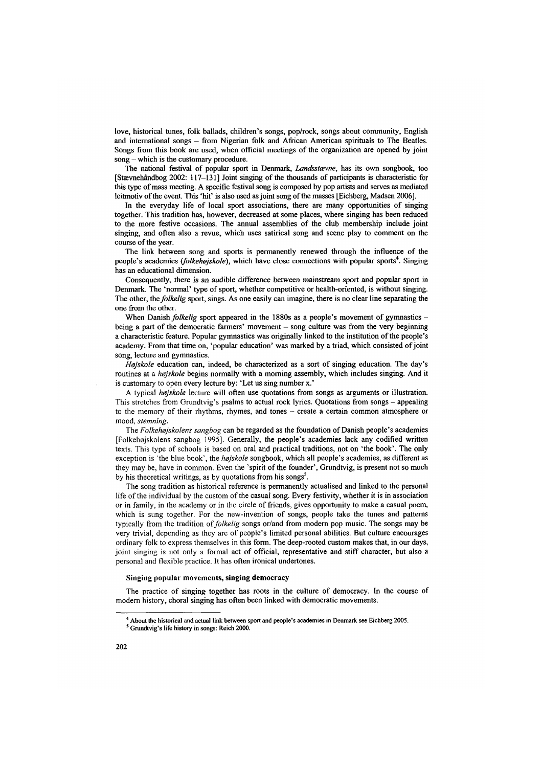love, historical tunes, folk ballads, children's songs, pop/rock, songs about community, English and international songs – from Nigerian folk and African American spirituals to The Beatles. Songs from this book are used, when official meetings of the organization are opened by joint song – which is the customary procedure.

The national festival of popular sport in Denmark, *Landsstævne*, has its own songbook, too [Stævnehåndbog 2002: 117–131] Joint singing of the thousands of participants is characteristic for this type of mass meeting. A specific festival song is composed by pop artists and serves as mediated leitmotiv of the event. This 'hit' is also used as joint song of the masses [Eichberg, Madsen 2006].

In the everyday life of local sport associations, there are many opportunities of singing together. This tradition has, however, decreased at some places, where singing has been reduced to the more festive occasions. The annual assemblies of the club membership include joint singing, and often also a revue, which uses satirical song and scene play to comment on the course of the year.

The link between song and sports is permanently renewed through the influence of the people's academies (*folkehøjskole*), which have close connections with popular sports[4]. Singing has an educational dimension.

Consequently, there is an audible difference between mainstream sport and popular sport in Denmark. The 'normal' type of sport, whether competitive or health-oriented, is without singing. The other, the *folkelig* sport, sings. As one easily can imagine, there is no clear line separating the one from the other.

When Danish *folkelig* sport appeared in the 1880s as a people's movement of gymnastics – being a part of the democratic farmers' movement – song culture was from the very beginning a characteristic feature. Popular gymnastics was originally linked to the institution of the people's academy. From that time on, 'popular education' was marked by a triad, which consisted of joint song, lecture and gymnastics.

*Højskole* education can, indeed, be characterized as a sort of singing education. The day's routines at a *højskole* begins normally with a morning assembly, which includes singing. And it is customary to open every lecture by: 'Let us sing number x.'

A typical *højskole* lecture will often use quotations from songs as arguments or illustration. This stretches from Grundtvig's psalms to actual rock lyrics. Quotations from songs – appealing to the memory of their rhythms, rhymes, and tones – create a certain common atmosphere or mood, *stemning*.

The *Folkehøjskolens sangbog* can be regarded as the foundation of Danish people's academies [Folkehøjskolens sangbog 1995]. Generally, the people's academies lack any codified written texts. This type of schools is based on oral and practical traditions, not on 'the book'. The only exception is 'the blue book', the *højskole* songbook, which all people's academies, as different as they may be, have in common. Even the 'spirit of the founder', Grundtvig, is present not so much by his theoretical writings, as by quotations from his songs[5].

The song tradition as historical reference is permanently actualised and linked to the personal life of the individual by the custom of the casual song. Every festivity, whether it is in association or in family, in the academy or in the circle of friends, gives opportunity to make a casual poem, which is sung together. For the new-invention of songs, people take the tunes and patterns typically from the tradition of *folkelig* songs or/and from modern pop music. The songs may be very trivial, depending as they are of people's limited personal abilities. But culture encourages ordinary folk to express themselves in this form. The deep-rooted custom makes that, in our days, joint singing is not only a formal act of official, representative and stiff character, but also a personal and flexible practice. It has often ironical undertones.

### Singing popular movements, singing democracy

The practice of singing together has roots in the culture of democracy. In the course of modern history, choral singing has often been linked with democratic movements.

---

[4] About the historical and actual link between sport and people's academies in Denmark see Eichberg 2005.

[5] Grundtvig's life history in songs: Reich 2000.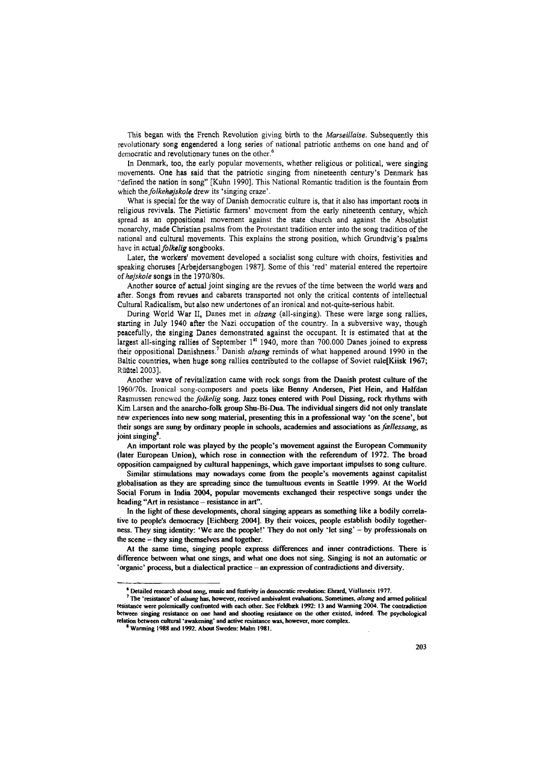This began with the French Revolution giving birth to the *Marseillaise*. Subsequently this revolutionary song engendered a long series of national patriotic anthems on one hand and of democratic and revolutionary tunes on the other.[6]

In Denmark, too, the early popular movements, whether religious or political, were singing movements. One has said that the patriotic singing from nineteenth century's Denmark has "defined the nation in song" [Kuhn 1990]. This National Romantic tradition is the fountain from which the *folkehøjskole* drew its 'singing craze'.

What is special for the way of Danish democratic culture is, that it also has important roots in religious revivals. The Pietistic farmers' movement from the early nineteenth century, which spread as an oppositional movement against the state church and against the Absolutist monarchy, made Christian psalms from the Protestant tradition enter into the song tradition of the national and cultural movements. This explains the strong position, which Grundtvig's psalms have in actual *folkelig* songbooks.

Later, the workers' movement developed a socialist song culture with choirs, festivities and speaking choruses [Arbejdersangbogen 1987]. Some of this 'red' material entered the repertoire of *højskole* songs in the 1970/80s.

Another source of actual joint singing are the revues of the time between the world wars and after. Songs from revues and cabarets transported not only the critical contents of intellectual Cultural Radicalism, but also new undertones of an ironical and not-quite-serious habit.

During World War II, Danes met in *alsang* (all-singing). These were large song rallies, starting in July 1940 after the Nazi occupation of the country. In a subversive way, though peacefully, the singing Danes demonstrated against the occupant. It is estimated that at the largest all-singing rallies of September 1st 1940, more than 700.000 Danes joined to express their oppositional Danishness.[7] Danish *alsang* reminds of what happened around 1990 in the Baltic countries, when huge song rallies contributed to the collapse of Soviet rule[Kiisk 1967; Rüütel 2003].

Another wave of revitalization came with rock songs from the Danish protest culture of the 1960/70s. Ironical song-composers and poets like Benny Andersen, Piet Hein, and Halfdan Rasmussen renewed the *folkelig* song. Jazz tones entered with Poul Dissing, rock rhythms with Kim Larsen and the anarcho-folk group Shu-Bi-Dua. The individual singers did not only translate new experiences into new song material, presenting this in a professional way 'on the scene', but their songs are sung by ordinary people in schools, academies and associations as *fællessang*, as joint singing[8].

An important role was played by the people's movement against the European Community (later European Union), which rose in connection with the referendum of 1972. The broad opposition campaigned by cultural happenings, which gave important impulses to song culture.

Similar stimulations may nowadays come from the people's movements against capitalist globalisation as they are spreading since the tumultuous events in Seattle 1999. At the World Social Forum in India 2004, popular movements exchanged their respective songs under the heading "Art in resistance – resistance in art".

In the light of these developments, choral singing appears as something like a bodily correlative to people's democracy [Eichberg 2004]. By their voices, people establish bodily togetherness. They sing identity: 'We are the people!' They do not only 'let sing' – by professionals on the scene – they sing themselves and together.

At the same time, singing people express differences and inner contradictions. There is difference between what one sings, and what one does not sing. Singing is not an automatic or 'organic' process, but a dialectical practice – an expression of contradictions and diversity.

---

[6] Detailed research about song, music and festivity in democratic revolution: Ehrard, Viallaneix 1977.

[7] The 'resistance' of *alsang* has, however, received ambivalent evaluations. Sometimes, *alsang* and armed political resistance were polemically confronted with each other. See Feldbæk 1992: 13 and Warming 2004. The contradiction between singing resistance on one hand and shooting resistance on the other existed, indeed. The psychological relation between cultural 'awakening' and active resistance was, however, more complex.

[8] Warming 1988 and 1992. About Sweden: Malm 1981.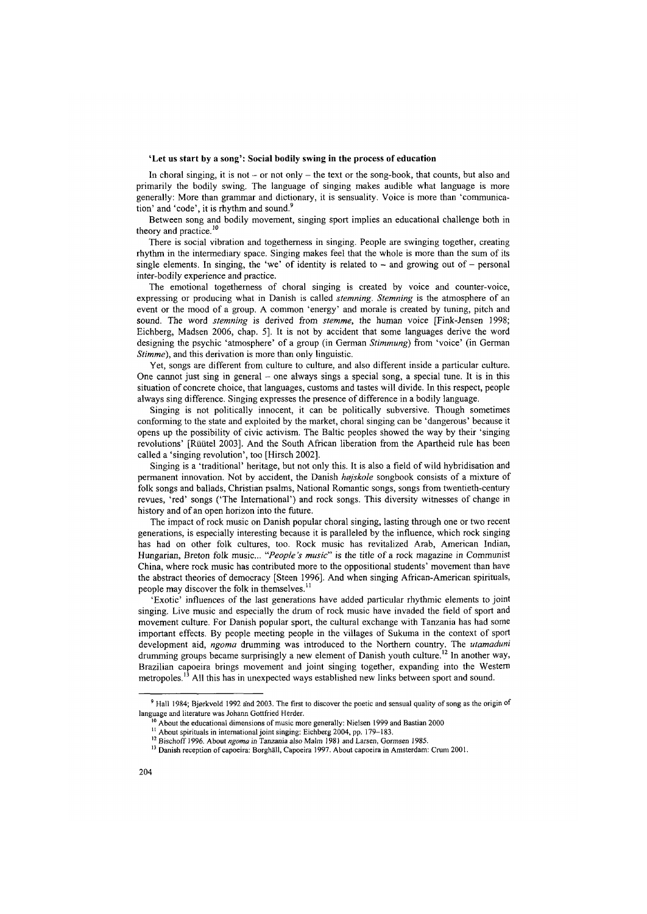## 'Let us start by a song': Social bodily swing in the process of education

In choral singing, it is not – or not only – the text or the song-book, that counts, but also and primarily the bodily swing. The language of singing makes audible what language is more generally: More than grammar and dictionary, it is sensuality. Voice is more than 'communication' and 'code', it is rhythm and sound.[9]

Between song and bodily movement, singing sport implies an educational challenge both in theory and practice.[10]

There is social vibration and togetherness in singing. People are swinging together, creating rhythm in the intermediary space. Singing makes feel that the whole is more than the sum of its single elements. In singing, the 'we' of identity is related to – and growing out of – personal inter-bodily experience and practice.

The emotional togetherness of choral singing is created by voice and counter-voice, expressing or producing what in Danish is called *stemning*. *Stemning* is the atmosphere of an event or the mood of a group. A common 'energy' and morale is created by tuning, pitch and sound. The word *stemning* is derived from *stemme*, the human voice [Fink-Jensen 1998; Eichberg, Madsen 2006, chap. 5]. It is not by accident that some languages derive the word designing the psychic 'atmosphere' of a group (in German *Stimmung*) from 'voice' (in German *Stimme*), and this derivation is more than only linguistic.

Yet, songs are different from culture to culture, and also different inside a particular culture. One cannot just sing in general – one always sings a special song, a special tune. It is in this situation of concrete choice, that languages, customs and tastes will divide. In this respect, people always sing difference. Singing expresses the presence of difference in a bodily language.

Singing is not politically innocent, it can be politically subversive. Though sometimes conforming to the state and exploited by the market, choral singing can be 'dangerous' because it opens up the possibility of civic activism. The Baltic peoples showed the way by their 'singing revolutions' [Rüütel 2003]. And the South African liberation from the Apartheid rule has been called a 'singing revolution', too [Hirsch 2002].

Singing is a 'traditional' heritage, but not only this. It is also a field of wild hybridisation and permanent innovation. Not by accident, the Danish *højskole* songbook consists of a mixture of folk songs and ballads, Christian psalms, National Romantic songs, songs from twentieth-century revues, 'red' songs ('The International') and rock songs. This diversity witnesses of change in history and of an open horizon into the future.

The impact of rock music on Danish popular choral singing, lasting through one or two recent generations, is especially interesting because it is paralleled by the influence, which rock singing has had on other folk cultures, too. Rock music has revitalized Arab, American Indian, Hungarian, Breton folk music... *"People's music"* is the title of a rock magazine in Communist China, where rock music has contributed more to the oppositional students' movement than have the abstract theories of democracy [Steen 1996]. And when singing African-American spirituals, people may discover the folk in themselves.[11]

'Exotic' influences of the last generations have added particular rhythmic elements to joint singing. Live music and especially the drum of rock music have invaded the field of sport and movement culture. For Danish popular sport, the cultural exchange with Tanzania has had some important effects. By people meeting people in the villages of Sukuma in the context of sport development aid, *ngoma* drumming was introduced to the Northern country. The *utamaduni* drumming groups became surprisingly a new element of Danish youth culture.[12] In another way, Brazilian capoeira brings movement and joint singing together, expanding into the Western metropoles.[13] All this has in unexpected ways established new links between sport and sound.

---

[9] Hall 1984; Bjørkvold 1992 and 2003. The first to discover the poetic and sensual quality of song as the origin of language and literature was Johann Gottfried Herder.

[10] About the educational dimensions of music more generally: Nielsen 1999 and Bastian 2000

[11] About spirituals in international joint singing: Eichberg 2004, pp. 179–183.

[12] Bischoff 1996. About *ngoma* in Tanzania also Malm 1981 and Larsen, Gormsen 1985.

[13] Danish reception of capoeira: Borghäll, Capoeira 1997. About capoeira in Amsterdam: Crum 2001.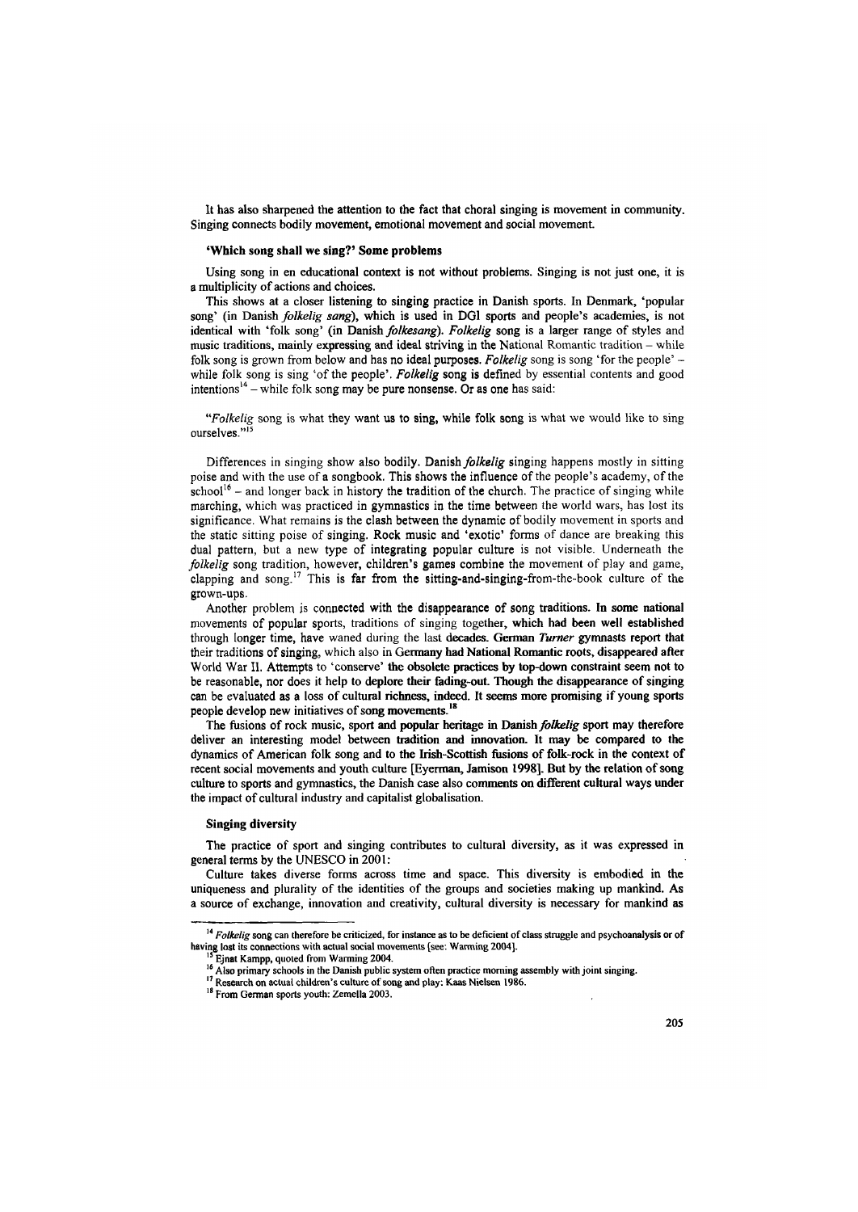It has also sharpened the attention to the fact that choral singing is movement in community. Singing connects bodily movement, emotional movement and social movement.

### 'Which song shall we sing?' Some problems

Using song in en educational context is not without problems. Singing is not just one, it is a multiplicity of actions and choices.

This shows at a closer listening to singing practice in Danish sports. In Denmark, 'popular song' (in Danish *folkelig sang*), which is used in DGI sports and people's academies, is not identical with 'folk song' (in Danish *folkesang*). *Folkelig* song is a larger range of styles and music traditions, mainly expressing and ideal striving in the National Romantic tradition – while folk song is grown from below and has no ideal purposes. *Folkelig* song is song 'for the people' – while folk song is sing 'of the people'. *Folkelig* song is defined by essential contents and good intentions[14] – while folk song may be pure nonsense. Or as one has said:

"*Folkelig* song is what they want us to sing, while folk song is what we would like to sing ourselves."[15]

Differences in singing show also bodily. Danish *folkelig* singing happens mostly in sitting poise and with the use of a songbook. This shows the influence of the people's academy, of the school[16] – and longer back in history the tradition of the church. The practice of singing while marching, which was practiced in gymnastics in the time between the world wars, has lost its significance. What remains is the clash between the dynamic of bodily movement in sports and the static sitting poise of singing. Rock music and 'exotic' forms of dance are breaking this dual pattern, but a new type of integrating popular culture is not visible. Underneath the *folkelig* song tradition, however, children's games combine the movement of play and game, clapping and song.[17] This is far from the sitting-and-singing-from-the-book culture of the grown-ups.

Another problem is connected with the disappearance of song traditions. In some national movements of popular sports, traditions of singing together, which had been well established through longer time, have waned during the last decades. German *Turner* gymnasts report that their traditions of singing, which also in Germany had National Romantic roots, disappeared after World War II. Attempts to 'conserve' the obsolete practices by top-down constraint seem not to be reasonable, nor does it help to deplore their fading-out. Though the disappearance of singing can be evaluated as a loss of cultural richness, indeed. It seems more promising if young sports people develop new initiatives of song movements.[18]

The fusions of rock music, sport and popular heritage in Danish *folkelig* sport may therefore deliver an interesting model between tradition and innovation. It may be compared to the dynamics of American folk song and to the Irish-Scottish fusions of folk-rock in the context of recent social movements and youth culture [Eyerman, Jamison 1998]. But by the relation of song culture to sports and gymnastics, the Danish case also comments on different cultural ways under the impact of cultural industry and capitalist globalisation.

### Singing diversity

The practice of sport and singing contributes to cultural diversity, as it was expressed in general terms by the UNESCO in 2001:

Culture takes diverse forms across time and space. This diversity is embodied in the uniqueness and plurality of the identities of the groups and societies making up mankind. As a source of exchange, innovation and creativity, cultural diversity is necessary for mankind as

---

[14] *Folkelig* song can therefore be criticized, for instance as to be deficient of class struggle and psychoanalysis or of having lost its connections with actual social movements [see: Warming 2004].

[15] Ejnat Kampp, quoted from Warming 2004.

[16] Also primary schools in the Danish public system often practice morning assembly with joint singing.

[17] Research on actual children's culture of song and play: Kaas Nielsen 1986.

[18] From German sports youth: Zemella 2003.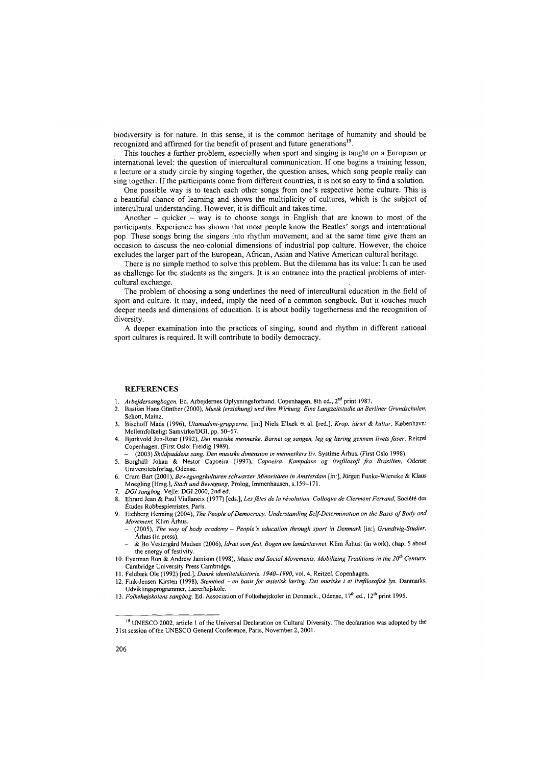biodiversity is for nature. In this sense, it is the common heritage of humanity and should be recognized and affirmed for the benefit of present and future generations[19].

This touches a further problem, especially when sport and singing is taught on a European or international level: the question of intercultural communication. If one begins a training lesson, a lecture or a study circle by singing together, the question arises, which song people really can sing together. If the participants come from different countries, it is not so easy to find a solution.

One possible way is to teach each other songs from one's respective home culture. This is a beautiful chance of learning and shows the multiplicity of cultures, which is the subject of intercultural understanding. However, it is difficult and takes time.

Another – quicker – way is to choose songs in English that are known to most of the participants. Experience has shown that most people know the Beatles' songs and international pop. These songs bring the singers into rhythm movement, and at the same time give them an occasion to discuss the neo-colonial dimensions of industrial pop culture. However, the choice excludes the larger part of the European, African, Asian and Native American cultural heritage.

There is no simple method to solve this problem. But the dilemma has its value: It can be used as challenge for the students as the singers. It is an entrance into the practical problems of intercultural exchange.

The problem of choosing a song underlines the need of intercultural education in the field of sport and culture. It may, indeed, imply the need of a common songbook. But it touches much deeper needs and dimensions of education. It is about bodily togetherness and the recognition of diversity.

A deeper examination into the practices of singing, sound and rhythm in different national sport cultures is required. It will contribute to bodily democracy.

## REFERENCES

1. *Arbejdersangbogen*, Ed. Arbejdernes Oplysningsforbund. Copenhagen, 8th ed., 2nd print 1987.
2. Bastian Hans Günther (2000), *Musik (erziehung) und ihre Wirkung. Eine Langzeitstudie an Berliner Grundschulen*, Schott, Mainz.
3. Bischoff Mads (1996), *Utamaduni-grupperne*, [in:] Niels Elbæk et al. [red.], *Krop, idræt & kultur*, København: Mellemfolkeligt Samvirke/DGI, pp. 50–57.
4. Bjørkvold Jon-Roar (1992), *Det musiske menneske. Barnet og sangen, leg og læring gennem livets faser*. Reitzel Copenhagen. (First Oslo: Freidig 1989).
   - (2003) *Skildpaddens sang. Den musiske dimension in menneskers liv*. Systime Århus. (First Oslo 1998).
5. Borghäll Johan & Nestor Capoeira (1997), *Capoeira. Kampdans og livsfilosofi fra Brasilien*, Odense Universitetsforlag, Odense.
6. Crum Bart (2001), *Bewegungskulturen schwarzer Minoritäten in Amsterdam* [in:], Jürgen Funke-Wieneke & Klaus Moegling [Hrsg.], *Stadt und Bewegung*, Prolog, Immenhausen, s.159–171.
7. *DGI sangbog*. Vejle: DGI 2000, 2nd ed.
8. Ehrard Jean & Paul Viallaneix (1977) [eds.], *Les fêtes de la révolution. Colloque de Clermont Ferrand*, Société des Études Robbespierristes, Paris.
9. Eichberg Henning (2004), *The People of Democracy. Understanding Self-Determination on the Basis of Body and Movement*, Klim Århus.
   - (2005), *The way of body academy – People's education through sport in Denmark* [in:] *Grundtvig-Studier*, Århus (in press).
   - & Bo Vestergård Madsen (2006), *Idræt som fest. Bogen om landsstævnet*, Klim Århus: (in work), chap. 5 about the energy of festivity.
10. Eyerman Ron & Andrew Jamison (1998), *Music and Social Movements. Mobilizing Traditions in the 20th Century*, Cambridge University Press Cambridge.
11. Feldbæk Ole (1992) [red.], *Dansk identitetshistorie. 1940–1990*, vol. 4, Reitzel, Copenhagen.
12. Fink-Jensen Kirsten (1998), *Stemthed – en basis for æstetisk læring. Det musiske i et livsfilosofisk lys*. Danmarks, Udviklingsprogrammer, Lærerhøjskole.
13. *Folkehøjskolens sangbog*, Ed. Association of Folkehøjskoler in Denmark., Odense, 17th ed., 12th print 1995.

---

[19] UNESCO 2002, article 1 of the Universal Declaration on Cultural Diversity. The declaration was adopted by the 31st session of the UNESCO General Conference, Paris, November 2, 2001.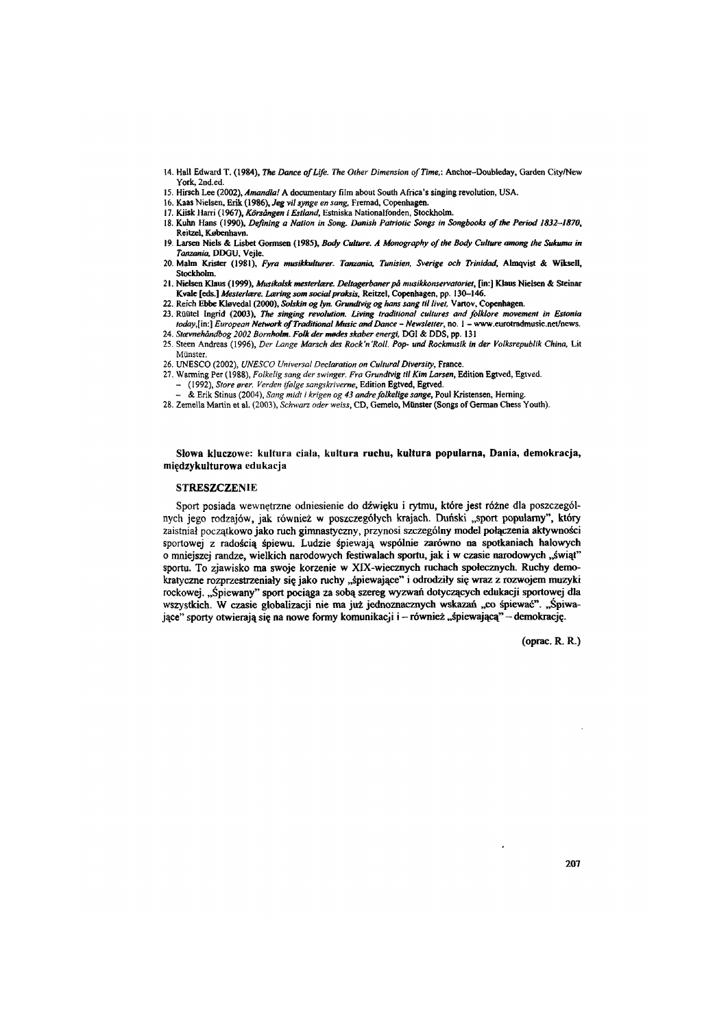14. Hall Edward T. (1984), *The Dance of Life. The Other Dimension of Time*,: Anchor–Doubleday, Garden City/New York, 2nd.ed.
15. Hirsch Lee (2002), *Amandla!* A documentary film about South Africa's singing revolution, USA.
16. Kaas Nielsen, Erik (1986), *Jeg vil synge en sang*, Fremad, Copenhagen.
17. Kiisk Harri (1967), *Körsången i Estland*, Estniska Nationalfonden, Stockholm.
18. Kuhn Hans (1990), *Defining a Nation in Song. Danish Patriotic Songs in Songbooks of the Period 1832–1870*, Reitzel, København.
19. Larsen Niels & Lisbet Gormsen (1985), *Body Culture. A Monography of the Body Culture among the Sukuma in Tanzania*, DDGU, Vejle.
20. Malm Krister (1981), *Fyra musikkulturer. Tanzania, Tunisien, Sverige och Trinidad*, Almqvist & Wiksell, Stockholm.
21. Nielsen Klaus (1999), *Musikalsk mesterlære. Deltagerbaner på musikkonservatoriet*, [in:] Klaus Nielsen & Steinar Kvale [eds.] *Mesterlære. Læring som social praksis*, Reitzel, Copenhagen, pp. 130–146.
22. Reich Ebbe Kløvedal (2000), *Solskin og lyn. Grundtvig og hans sang til livet*, Vartov, Copenhagen.
23. Rüütel Ingrid (2003), *The singing revolution. Living traditional cultures and folklore movement in Estonia today*,[in:] *European Network of Traditional Music and Dance – Newsletter*, no. 1 – www.eurotradmusic.net/news.
24. *Stævnehåndbog 2002 Bornholm. Folk der mødes skaber energi*, DGI & DDS, pp. 131
25. Steen Andreas (1996), *Der Lange Marsch des Rock'n'Roll. Pop- und Rockmusik in der Volksrepublik China*, Lit Münster.
26. UNESCO (2002), *UNESCO Universal Declaration on Cultural Diversity*, France.
27. Warming Per (1988), *Folkelig sang der swinger. Fra Grundtvig til Kim Larsen*, Edition Egtved, Egtved.
    - (1992), *Store ører. Verden ifølge sangskriverne*, Edition Egtved, Egtved.
    - & Erik Stinus (2004), *Sang midt i krigen og 43 andre folkelige sange*, Poul Kristensen, Herning.
28. Zemella Martin et al. (2003), *Schwarz oder weiss*, CD, Gemelo, Münster (Songs of German Chess Youth).

**Słowa kluczowe: kultura ciała, kultura ruchu, kultura popularna, Dania, demokracja, międzykulturowa edukacja**

## STRESZCZENIE

Sport posiada wewnętrzne odniesienie do dźwięku i rytmu, które jest różne dla poszczególnych jego rodzajów, jak również w poszczególych krajach. Duński „sport popularny", który zaistniał początkowo jako ruch gimnastyczny, przynosi szczególny model połączenia aktywności sportowej z radością śpiewu. Ludzie śpiewają wspólnie zarówno na spotkaniach halowych o mniejszej randze, wielkich narodowych festiwalach sportu, jak i w czasie narodowych „świąt" sportu. To zjawisko ma swoje korzenie w XIX-wiecznych ruchach społecznych. Ruchy demokratyczne rozprzestrzeniały się jako ruchy „śpiewające" i odrodziły się wraz z rozwojem muzyki rockowej. „Śpiewany" sport pociąga za sobą szereg wyzwań dotyczących edukacji sportowej dla wszystkich. W czasie globalizacji nie ma już jednoznacznych wskazań „co śpiewać". „Śpiewające" sporty otwierają się na nowe formy komunikacji i – również „śpiewającą" – demokrację.

(oprac. R. R.)